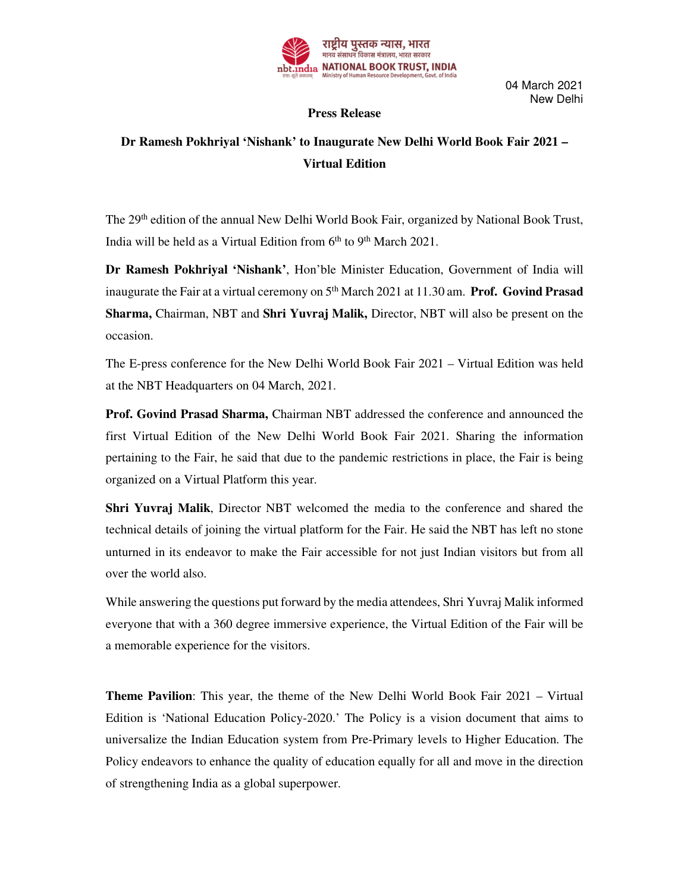राष्ट्रीय पुस्तक न्यास, भारत
मानव संसाधन विकास मंत्रालय, भारत सरकार
**NATIONAL BOOK TRUST, INDIA**
Ministry of Human Resource Development, Govt. of India

04 March 2021
New Delhi

**Press Release**

# Dr Ramesh Pokhriyal 'Nishank' to Inaugurate New Delhi World Book Fair 2021 – Virtual Edition

The 29th edition of the annual New Delhi World Book Fair, organized by National Book Trust, India will be held as a Virtual Edition from 6th to 9th March 2021.

**Dr Ramesh Pokhriyal 'Nishank'**, Hon'ble Minister Education, Government of India will inaugurate the Fair at a virtual ceremony on 5th March 2021 at 11.30 am. **Prof. Govind Prasad Sharma,** Chairman, NBT and **Shri Yuvraj Malik,** Director, NBT will also be present on the occasion.

The E-press conference for the New Delhi World Book Fair 2021 – Virtual Edition was held at the NBT Headquarters on 04 March, 2021.

**Prof. Govind Prasad Sharma,** Chairman NBT addressed the conference and announced the first Virtual Edition of the New Delhi World Book Fair 2021. Sharing the information pertaining to the Fair, he said that due to the pandemic restrictions in place, the Fair is being organized on a Virtual Platform this year.

**Shri Yuvraj Malik**, Director NBT welcomed the media to the conference and shared the technical details of joining the virtual platform for the Fair. He said the NBT has left no stone unturned in its endeavor to make the Fair accessible for not just Indian visitors but from all over the world also.

While answering the questions put forward by the media attendees, Shri Yuvraj Malik informed everyone that with a 360 degree immersive experience, the Virtual Edition of the Fair will be a memorable experience for the visitors.

**Theme Pavilion**: This year, the theme of the New Delhi World Book Fair 2021 – Virtual Edition is 'National Education Policy-2020.' The Policy is a vision document that aims to universalize the Indian Education system from Pre-Primary levels to Higher Education. The Policy endeavors to enhance the quality of education equally for all and move in the direction of strengthening India as a global superpower.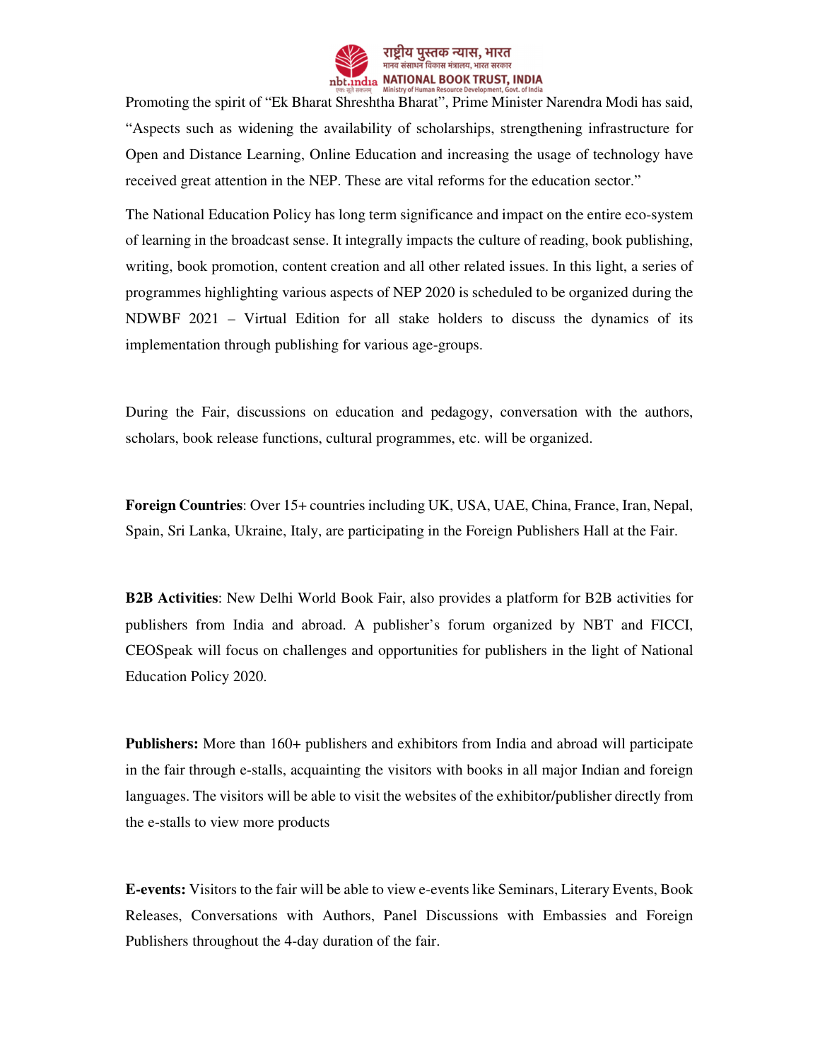Promoting the spirit of "Ek Bharat Shreshtha Bharat", Prime Minister Narendra Modi has said, "Aspects such as widening the availability of scholarships, strengthening infrastructure for Open and Distance Learning, Online Education and increasing the usage of technology have received great attention in the NEP. These are vital reforms for the education sector."

The National Education Policy has long term significance and impact on the entire eco-system of learning in the broadcast sense. It integrally impacts the culture of reading, book publishing, writing, book promotion, content creation and all other related issues. In this light, a series of programmes highlighting various aspects of NEP 2020 is scheduled to be organized during the NDWBF 2021 – Virtual Edition for all stake holders to discuss the dynamics of its implementation through publishing for various age-groups.

During the Fair, discussions on education and pedagogy, conversation with the authors, scholars, book release functions, cultural programmes, etc. will be organized.

**Foreign Countries**: Over 15+ countries including UK, USA, UAE, China, France, Iran, Nepal, Spain, Sri Lanka, Ukraine, Italy, are participating in the Foreign Publishers Hall at the Fair.

**B2B Activities**: New Delhi World Book Fair, also provides a platform for B2B activities for publishers from India and abroad. A publisher's forum organized by NBT and FICCI, CEOSpeak will focus on challenges and opportunities for publishers in the light of National Education Policy 2020.

**Publishers:** More than 160+ publishers and exhibitors from India and abroad will participate in the fair through e-stalls, acquainting the visitors with books in all major Indian and foreign languages. The visitors will be able to visit the websites of the exhibitor/publisher directly from the e-stalls to view more products

**E-events:** Visitors to the fair will be able to view e-events like Seminars, Literary Events, Book Releases, Conversations with Authors, Panel Discussions with Embassies and Foreign Publishers throughout the 4-day duration of the fair.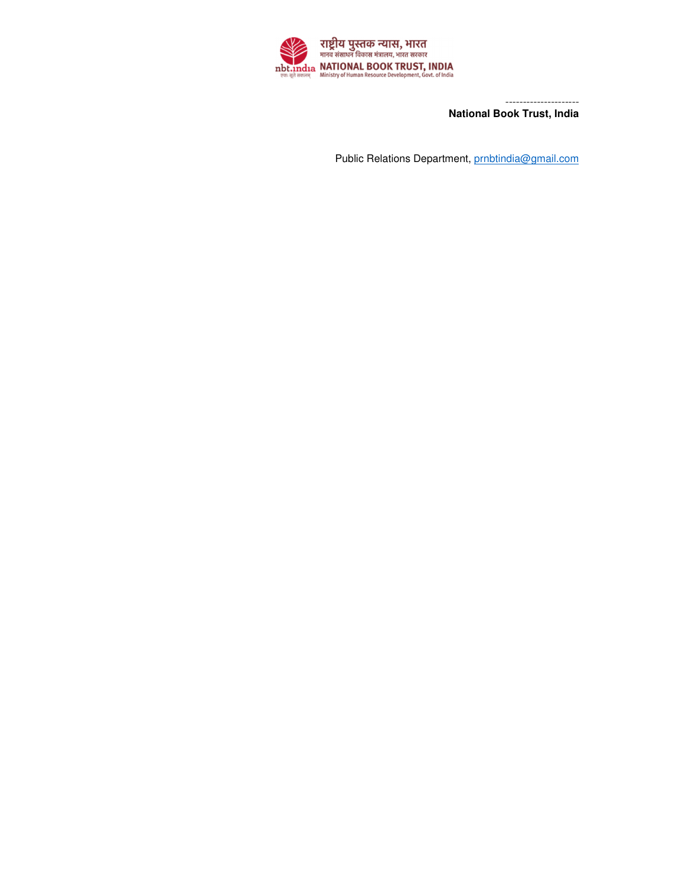---------------------

**National Book Trust, India**

Public Relations Department, prnbtindia@gmail.com